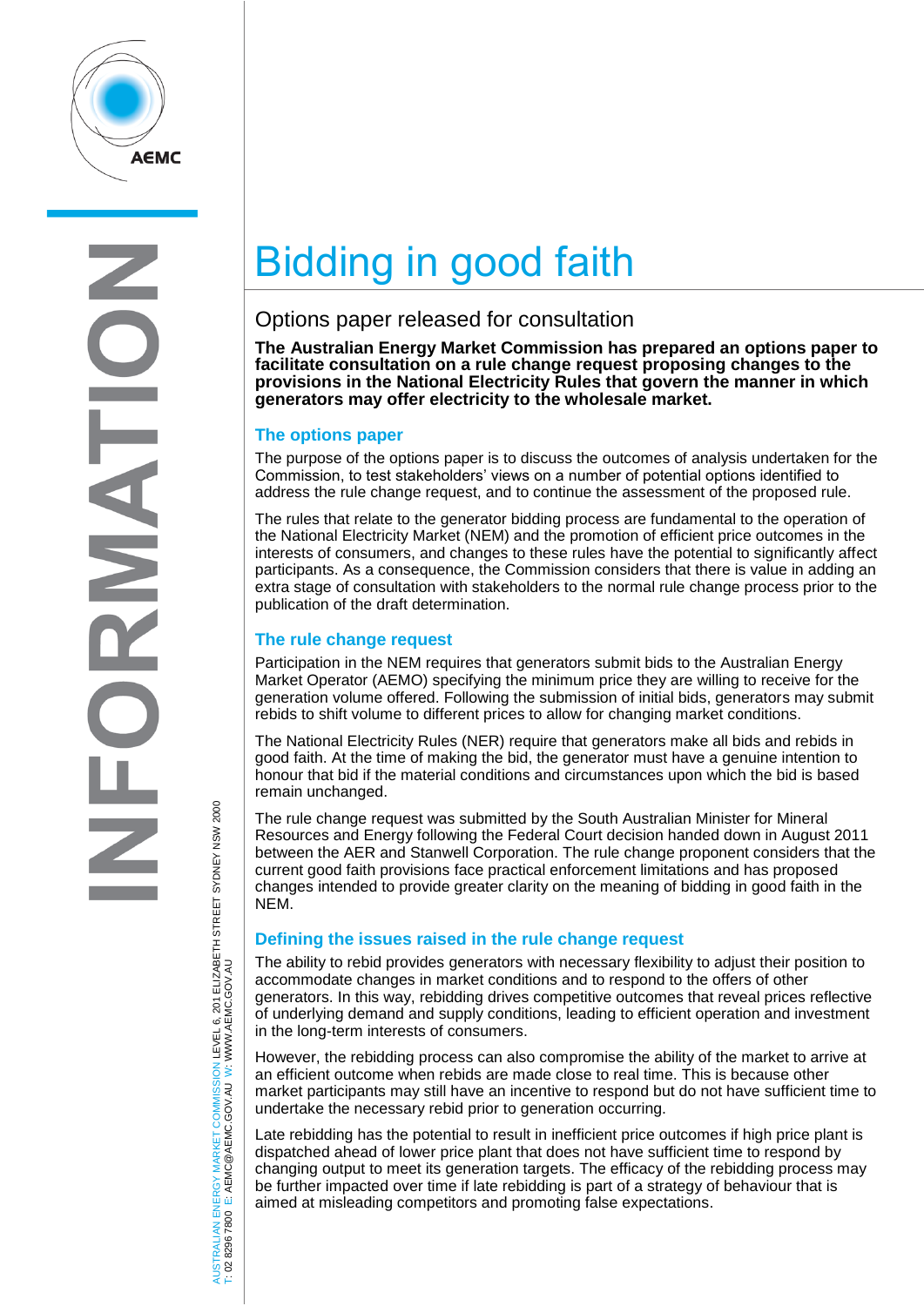# Bidding in good faith

## Options paper released for consultation

**The Australian Energy Market Commission has prepared an options paper to facilitate consultation on a rule change request proposing changes to the provisions in the National Electricity Rules that govern the manner in which generators may offer electricity to the wholesale market.**

### The options paper

The purpose of the options paper is to discuss the outcomes of analysis undertaken for the Commission, to test stakeholders' views on a number of potential options identified to address the rule change request, and to continue the assessment of the proposed rule.

The rules that relate to the generator bidding process are fundamental to the operation of the National Electricity Market (NEM) and the promotion of efficient price outcomes in the interests of consumers, and changes to these rules have the potential to significantly affect participants. As a consequence, the Commission considers that there is value in adding an extra stage of consultation with stakeholders to the normal rule change process prior to the publication of the draft determination.

### The rule change request

Participation in the NEM requires that generators submit bids to the Australian Energy Market Operator (AEMO) specifying the minimum price they are willing to receive for the generation volume offered. Following the submission of initial bids, generators may submit rebids to shift volume to different prices to allow for changing market conditions.

The National Electricity Rules (NER) require that generators make all bids and rebids in good faith. At the time of making the bid, the generator must have a genuine intention to honour that bid if the material conditions and circumstances upon which the bid is based remain unchanged.

The rule change request was submitted by the South Australian Minister for Mineral Resources and Energy following the Federal Court decision handed down in August 2011 between the AER and Stanwell Corporation. The rule change proponent considers that the current good faith provisions face practical enforcement limitations and has proposed changes intended to provide greater clarity on the meaning of bidding in good faith in the NEM.

### Defining the issues raised in the rule change request

The ability to rebid provides generators with necessary flexibility to adjust their position to accommodate changes in market conditions and to respond to the offers of other generators. In this way, rebidding drives competitive outcomes that reveal prices reflective of underlying demand and supply conditions, leading to efficient operation and investment in the long-term interests of consumers.

However, the rebidding process can also compromise the ability of the market to arrive at an efficient outcome when rebids are made close to real time. This is because other market participants may still have an incentive to respond but do not have sufficient time to undertake the necessary rebid prior to generation occurring.

Late rebidding has the potential to result in inefficient price outcomes if high price plant is dispatched ahead of lower price plant that does not have sufficient time to respond by changing output to meet its generation targets. The efficacy of the rebidding process may be further impacted over time if late rebidding is part of a strategy of behaviour that is aimed at misleading competitors and promoting false expectations.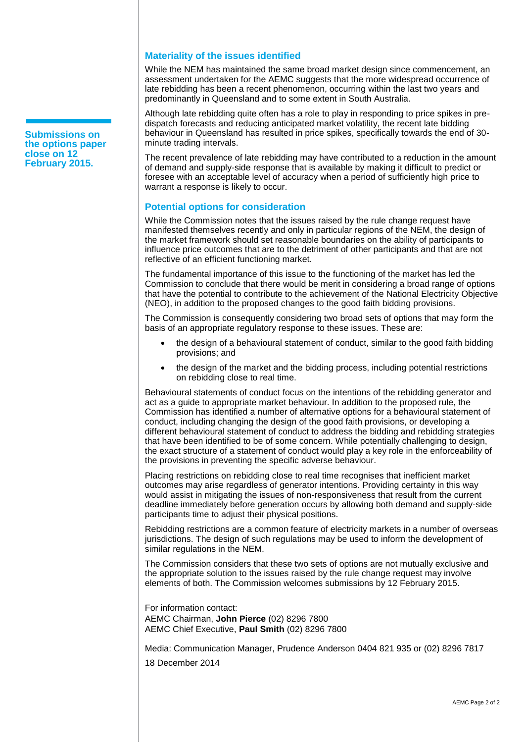## Materiality of the issues identified

While the NEM has maintained the same broad market design since commencement, an assessment undertaken for the AEMC suggests that the more widespread occurrence of late rebidding has been a recent phenomenon, occurring within the last two years and predominantly in Queensland and to some extent in South Australia.

**Submissions on the options paper close on 12 February 2015.**

Although late rebidding quite often has a role to play in responding to price spikes in pre-dispatch forecasts and reducing anticipated market volatility, the recent late bidding behaviour in Queensland has resulted in price spikes, specifically towards the end of 30-minute trading intervals.

The recent prevalence of late rebidding may have contributed to a reduction in the amount of demand and supply-side response that is available by making it difficult to predict or foresee with an acceptable level of accuracy when a period of sufficiently high price to warrant a response is likely to occur.

## Potential options for consideration

While the Commission notes that the issues raised by the rule change request have manifested themselves recently and only in particular regions of the NEM, the design of the market framework should set reasonable boundaries on the ability of participants to influence price outcomes that are to the detriment of other participants and that are not reflective of an efficient functioning market.

The fundamental importance of this issue to the functioning of the market has led the Commission to conclude that there would be merit in considering a broad range of options that have the potential to contribute to the achievement of the National Electricity Objective (NEO), in addition to the proposed changes to the good faith bidding provisions.

The Commission is consequently considering two broad sets of options that may form the basis of an appropriate regulatory response to these issues. These are:

- the design of a behavioural statement of conduct, similar to the good faith bidding provisions; and
- the design of the market and the bidding process, including potential restrictions on rebidding close to real time.

Behavioural statements of conduct focus on the intentions of the rebidding generator and act as a guide to appropriate market behaviour. In addition to the proposed rule, the Commission has identified a number of alternative options for a behavioural statement of conduct, including changing the design of the good faith provisions, or developing a different behavioural statement of conduct to address the bidding and rebidding strategies that have been identified to be of some concern. While potentially challenging to design, the exact structure of a statement of conduct would play a key role in the enforceability of the provisions in preventing the specific adverse behaviour.

Placing restrictions on rebidding close to real time recognises that inefficient market outcomes may arise regardless of generator intentions. Providing certainty in this way would assist in mitigating the issues of non-responsiveness that result from the current deadline immediately before generation occurs by allowing both demand and supply-side participants time to adjust their physical positions.

Rebidding restrictions are a common feature of electricity markets in a number of overseas jurisdictions. The design of such regulations may be used to inform the development of similar regulations in the NEM.

The Commission considers that these two sets of options are not mutually exclusive and the appropriate solution to the issues raised by the rule change request may involve elements of both. The Commission welcomes submissions by 12 February 2015.

For information contact:
AEMC Chairman, **John Pierce** (02) 8296 7800
AEMC Chief Executive, **Paul Smith** (02) 8296 7800

Media: Communication Manager, Prudence Anderson 0404 821 935 or (02) 8296 7817

18 December 2014